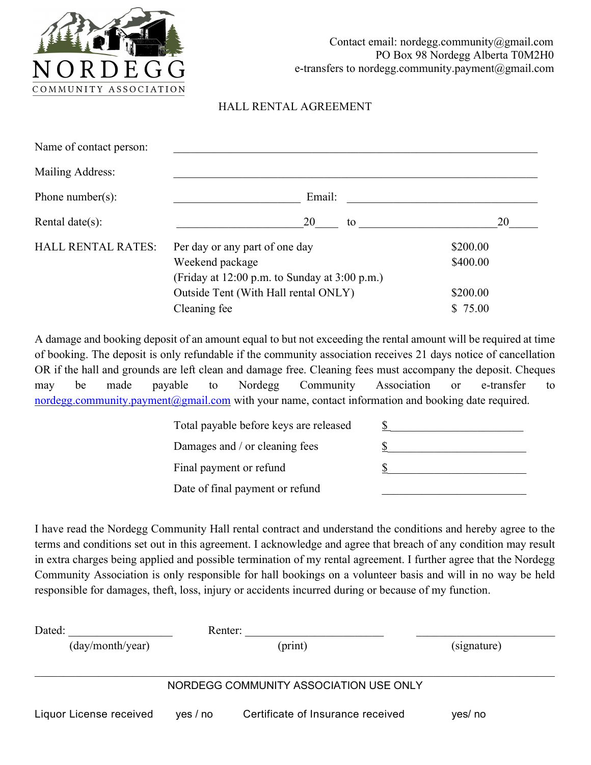NORDEGG COMMUNITY ASSOCIATION

Contact email: nordegg.community@gmail.com
PO Box 98 Nordegg Alberta T0M2H0
e-transfers to nordegg.community.payment@gmail.com

# HALL RENTAL AGREEMENT

Name of contact person: ____________________________________________

Mailing Address: ____________________________________________

Phone number(s): ______________________ Email: ______________________

Rental date(s): ______________________20____ to ______________________20_____

| HALL RENTAL RATES: | | |
|---|---|---|
| | Per day or any part of one day | $200.00 |
| | Weekend package | $400.00 |
| | (Friday at 12:00 p.m. to Sunday at 3:00 p.m.) | |
| | Outside Tent (With Hall rental ONLY) | $200.00 |
| | Cleaning fee | $ 75.00 |

A damage and booking deposit of an amount equal to but not exceeding the rental amount will be required at time of booking. The deposit is only refundable if the community association receives 21 days notice of cancellation OR if the hall and grounds are left clean and damage free. Cleaning fees must accompany the deposit. Cheques may be made payable to Nordegg Community Association or e-transfer to nordegg.community.payment@gmail.com with your name, contact information and booking date required.

| | |
|---|---|
| Total payable before keys are released | $______________________ |
| Damages and / or cleaning fees | $______________________ |
| Final payment or refund | $______________________ |
| Date of final payment or refund | ______________________ |

I have read the Nordegg Community Hall rental contract and understand the conditions and hereby agree to the terms and conditions set out in this agreement. I acknowledge and agree that breach of any condition may result in extra charges being applied and possible termination of my rental agreement. I further agree that the Nordegg Community Association is only responsible for hall bookings on a volunteer basis and will in no way be held responsible for damages, theft, loss, injury or accidents incurred during or because of my function.

Dated: __________________ Renter: ______________________ ______________________
(day/month/year) (print) (signature)

---

NORDEGG COMMUNITY ASSOCIATION USE ONLY

Liquor License received yes / no Certificate of Insurance received yes/ no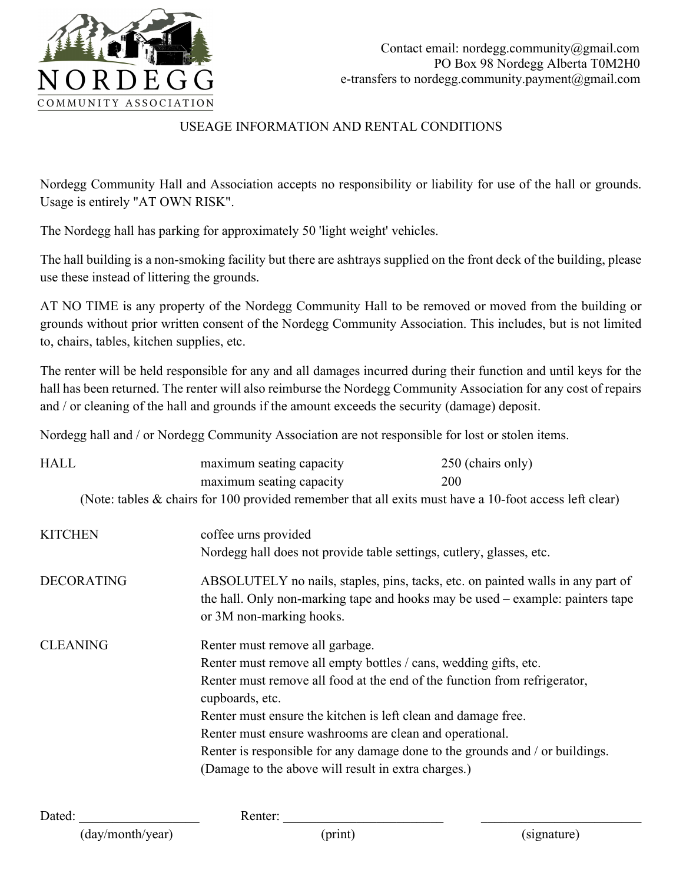NORDEGG
COMMUNITY ASSOCIATION

Contact email: nordegg.community@gmail.com
PO Box 98 Nordegg Alberta T0M2H0
e-transfers to nordegg.community.payment@gmail.com

## USEAGE INFORMATION AND RENTAL CONDITIONS

Nordegg Community Hall and Association accepts no responsibility or liability for use of the hall or grounds. Usage is entirely "AT OWN RISK".

The Nordegg hall has parking for approximately 50 'light weight' vehicles.

The hall building is a non-smoking facility but there are ashtrays supplied on the front deck of the building, please use these instead of littering the grounds.

AT NO TIME is any property of the Nordegg Community Hall to be removed or moved from the building or grounds without prior written consent of the Nordegg Community Association. This includes, but is not limited to, chairs, tables, kitchen supplies, etc.

The renter will be held responsible for any and all damages incurred during their function and until keys for the hall has been returned. The renter will also reimburse the Nordegg Community Association for any cost of repairs and / or cleaning of the hall and grounds if the amount exceeds the security (damage) deposit.

Nordegg hall and / or Nordegg Community Association are not responsible for lost or stolen items.

| | | |
|---|---|---|
| HALL | maximum seating capacity | 250 (chairs only) |
| | maximum seating capacity | 200 |

(Note: tables & chairs for 100 provided remember that all exits must have a 10-foot access left clear)

**KITCHEN**
coffee urns provided
Nordegg hall does not provide table settings, cutlery, glasses, etc.

**DECORATING**
ABSOLUTELY no nails, staples, pins, tacks, etc. on painted walls in any part of the hall. Only non-marking tape and hooks may be used – example: painters tape or 3M non-marking hooks.

**CLEANING**
Renter must remove all garbage.
Renter must remove all empty bottles / cans, wedding gifts, etc.
Renter must remove all food at the end of the function from refrigerator, cupboards, etc.
Renter must ensure the kitchen is left clean and damage free.
Renter must ensure washrooms are clean and operational.
Renter is responsible for any damage done to the grounds and / or buildings.
(Damage to the above will result in extra charges.)

Dated: ________________ (day/month/year)    Renter: ______________________ (print)    ______________________ (signature)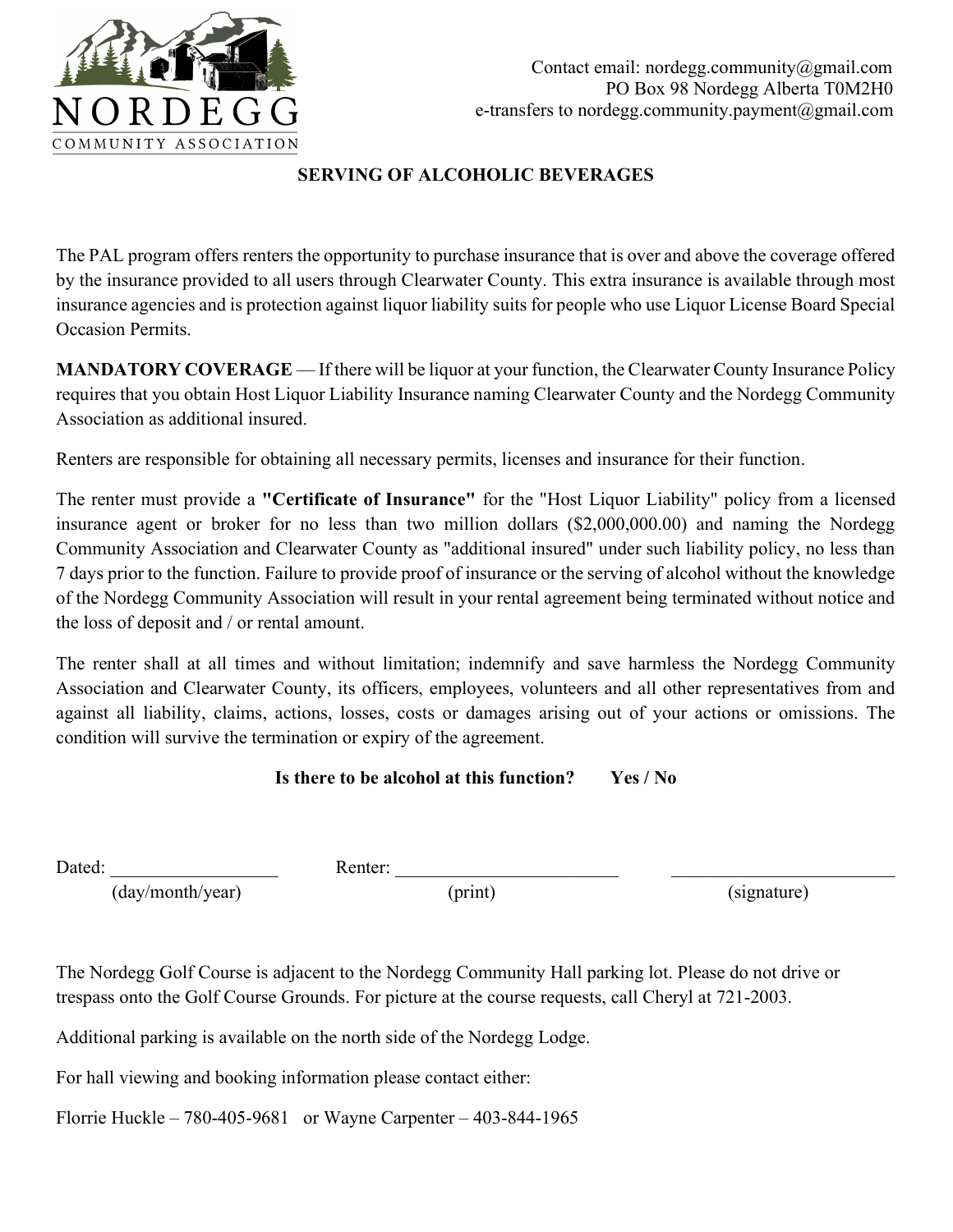NORDEGG
COMMUNITY ASSOCIATION

Contact email: nordegg.community@gmail.com
PO Box 98 Nordegg Alberta T0M2H0
e-transfers to nordegg.community.payment@gmail.com

## SERVING OF ALCOHOLIC BEVERAGES

The PAL program offers renters the opportunity to purchase insurance that is over and above the coverage offered by the insurance provided to all users through Clearwater County. This extra insurance is available through most insurance agencies and is protection against liquor liability suits for people who use Liquor License Board Special Occasion Permits.

**MANDATORY COVERAGE** — If there will be liquor at your function, the Clearwater County Insurance Policy requires that you obtain Host Liquor Liability Insurance naming Clearwater County and the Nordegg Community Association as additional insured.

Renters are responsible for obtaining all necessary permits, licenses and insurance for their function.

The renter must provide a **"Certificate of Insurance"** for the "Host Liquor Liability" policy from a licensed insurance agent or broker for no less than two million dollars ($2,000,000.00) and naming the Nordegg Community Association and Clearwater County as "additional insured" under such liability policy, no less than 7 days prior to the function. Failure to provide proof of insurance or the serving of alcohol without the knowledge of the Nordegg Community Association will result in your rental agreement being terminated without notice and the loss of deposit and / or rental amount.

The renter shall at all times and without limitation; indemnify and save harmless the Nordegg Community Association and Clearwater County, its officers, employees, volunteers and all other representatives from and against all liability, claims, actions, losses, costs or damages arising out of your actions or omissions. The condition will survive the termination or expiry of the agreement.

**Is there to be alcohol at this function? Yes / No**

Dated: __________________ Renter: ________________________ ________________________
(day/month/year) (print) (signature)

The Nordegg Golf Course is adjacent to the Nordegg Community Hall parking lot. Please do not drive or trespass onto the Golf Course Grounds. For picture at the course requests, call Cheryl at 721-2003.

Additional parking is available on the north side of the Nordegg Lodge.

For hall viewing and booking information please contact either:

Florrie Huckle – 780-405-9681 or Wayne Carpenter – 403-844-1965